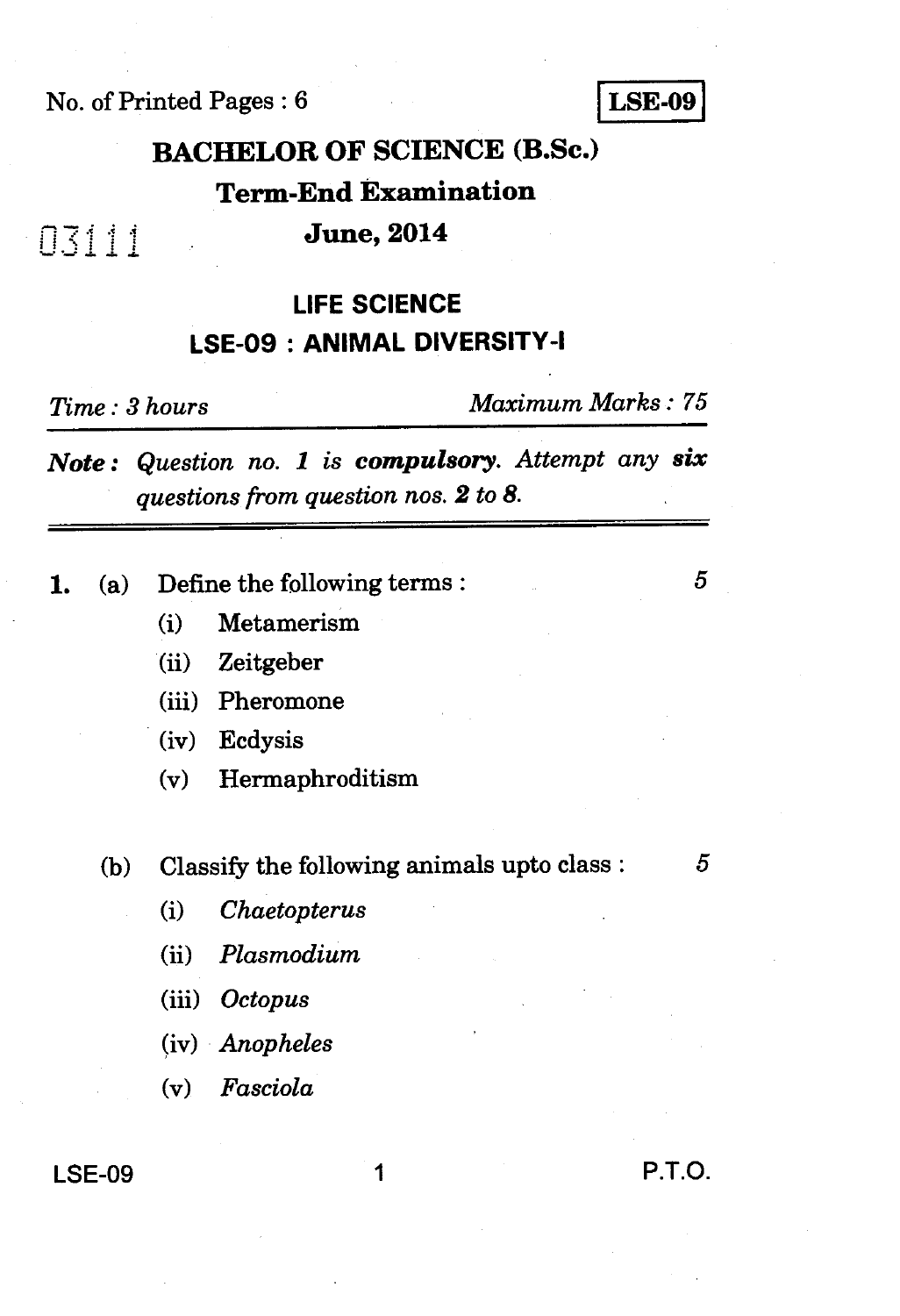No. of Printed Pages : 6

**LSE-09**

# BACHELOR OF SCIENCE (B.Sc.)

## Term-End Examination

03111

## June, 2014

## LIFE SCIENCE

## LSE-09 : ANIMAL DIVERSITY-I

*Time : 3 hours* *Maximum Marks : 75*

***Note :*** *Question no. 1 is **compulsory**. Attempt any **six** questions from question nos. **2** to **8**.*

---

**1.** (a) Define the following terms : 5

(i) Metamerism

(ii) Zeitgeber

(iii) Pheromone

(iv) Ecdysis

(v) Hermaphroditism

(b) Classify the following animals upto class : 5

(i) *Chaetopterus*

(ii) *Plasmodium*

(iii) *Octopus*

(iv) *Anopheles*

(v) *Fasciola*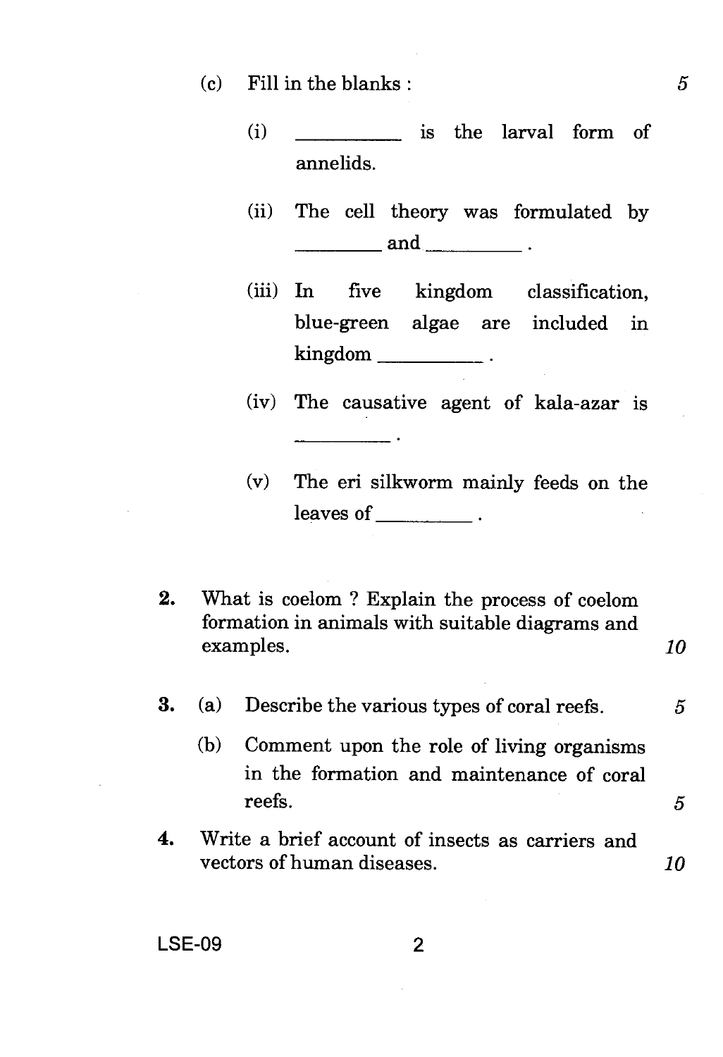(c) Fill in the blanks : 5

(i) __________ is the larval form of annelids.

(ii) The cell theory was formulated by _________ and __________ .

(iii) In five kingdom classification, blue-green algae are included in kingdom __________ .

(iv) The causative agent of kala-azar is __________ .

(v) The eri silkworm mainly feeds on the leaves of __________ .

**2.** What is coelom ? Explain the process of coelom formation in animals with suitable diagrams and examples. *10*

**3.** (a) Describe the various types of coral reefs. *5*

(b) Comment upon the role of living organisms in the formation and maintenance of coral reefs. *5*

**4.** Write a brief account of insects as carriers and vectors of human diseases. *10*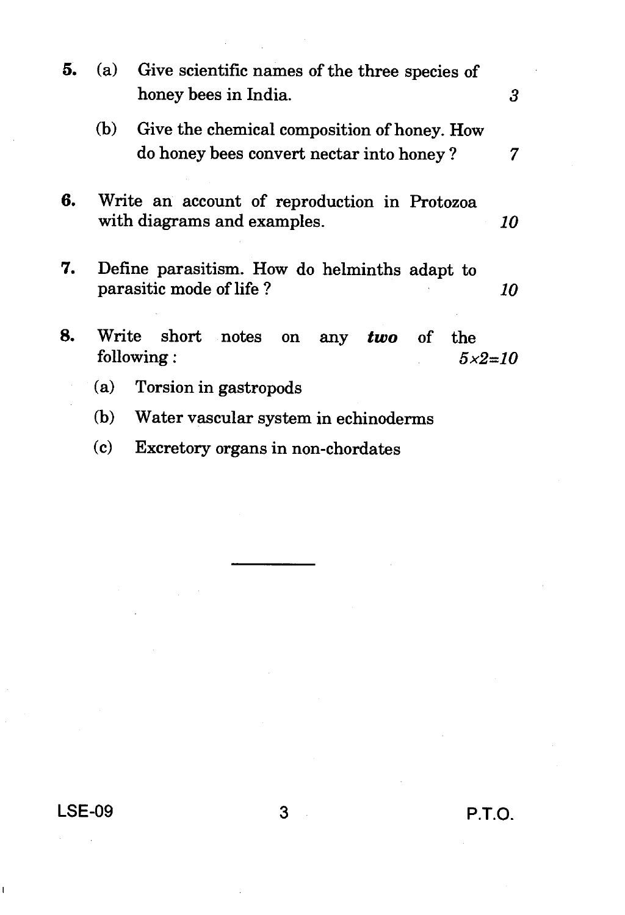5. (a) Give scientific names of the three species of honey bees in India. 3

   (b) Give the chemical composition of honey. How do honey bees convert nectar into honey ? 7

6. Write an account of reproduction in Protozoa with diagrams and examples. 10

7. Define parasitism. How do helminths adapt to parasitic mode of life ? 10

8. Write short notes on any ***two*** of the following : $5 \times 2 = 10$

   (a) Torsion in gastropods

   (b) Water vascular system in echinoderms

   (c) Excretory organs in non-chordates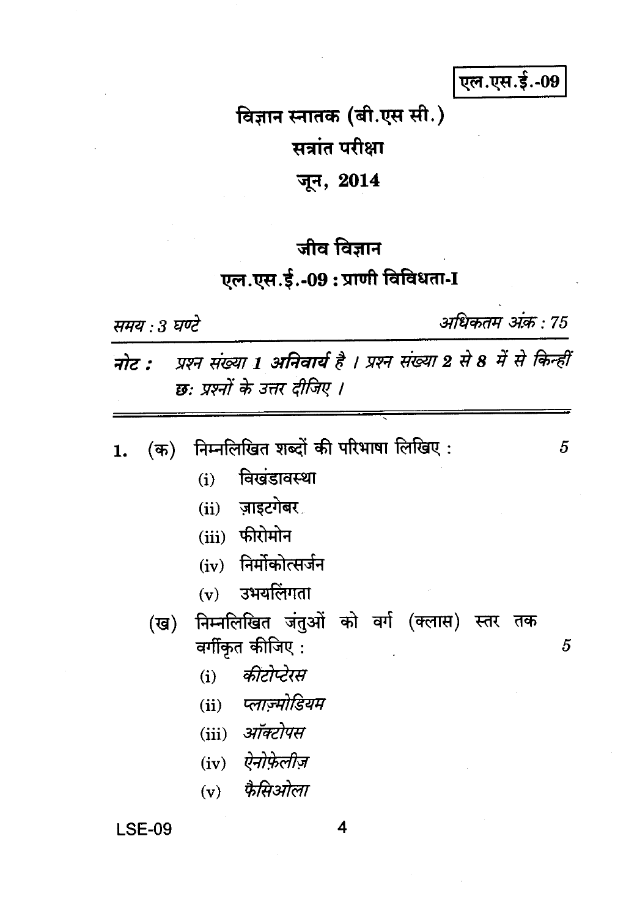**एल.एस.ई.-09**

# विज्ञान स्नातक (बी.एस सी.)

## सत्रांत परीक्षा

## जून, 2014

## जीव विज्ञान

### एल.एस.ई.-09 : प्राणी विविधता-I

*समय : 3 घण्टे* *अधिकतम अंक : 75*

***नोट :*** *प्रश्न संख्या 1 अनिवार्य है । प्रश्न संख्या 2 से 8 में से किन्हीं छः प्रश्नों के उत्तर दीजिए ।*

---

1. (क) निम्नलिखित शब्दों की परिभाषा लिखिए : 5

   (i) विखंडावस्था

   (ii) ज़ाइटगेबर

   (iii) फीरोमोन

   (iv) निर्मोकोत्सर्जन

   (v) उभयलिंगता

   (ख) निम्नलिखित जंतुओं को वर्ग (क्लास) स्तर तक वर्गीकृत कीजिए : 5

   (i) *कीटोप्टेरस*

   (ii) *प्लाज़्मोडियम*

   (iii) *ऑक्टोपस*

   (iv) *ऐनोफ़ेलीज़*

   (v) *फैसिओला*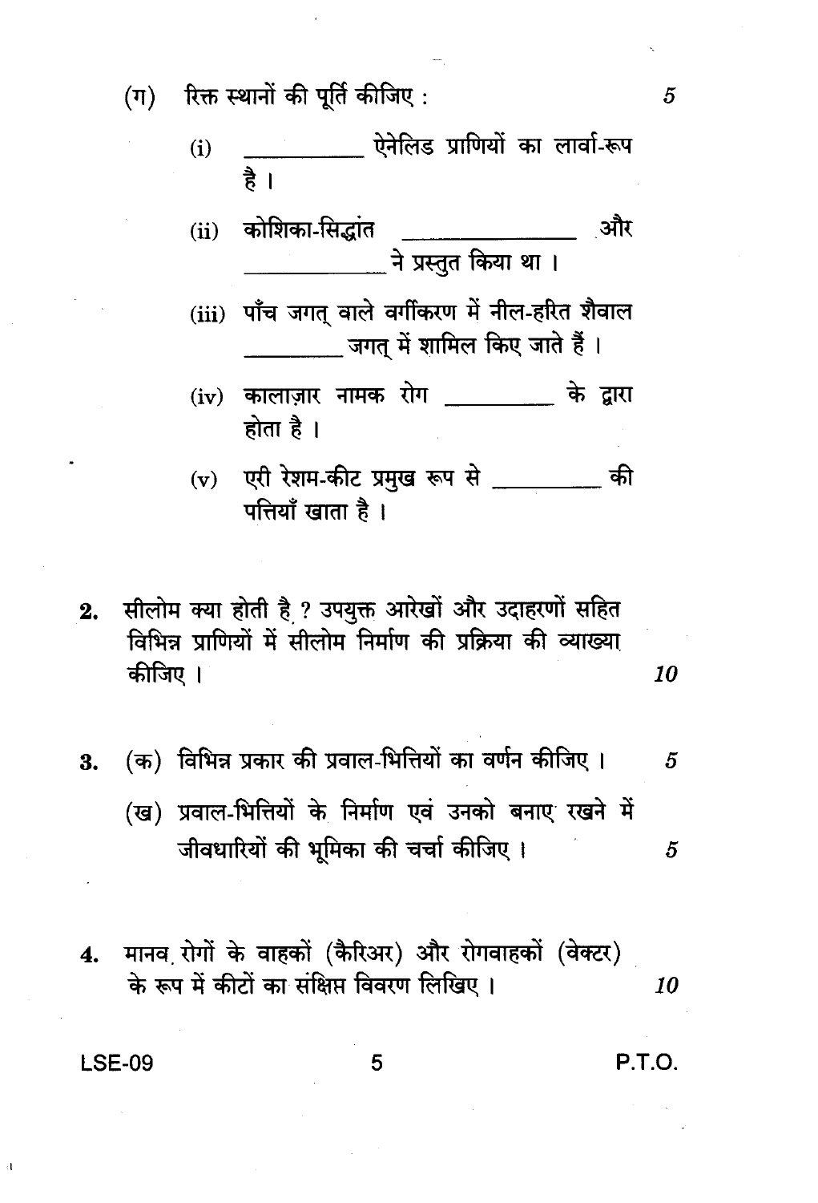(ग) रिक्त स्थानों की पूर्ति कीजिए : 5

(i) __________ ऐनेलिड प्राणियों का लार्वा-रूप है ।

(ii) कोशिका-सिद्धांत ______________ और ____________ ने प्रस्तुत किया था ।

(iii) पाँच जगत् वाले वर्गीकरण में नील-हरित शैवाल _________ जगत् में शामिल किए जाते हैं ।

(iv) कालाज़ार नामक रोग _________ के द्वारा होता है ।

(v) एरी रेशम-कीट प्रमुख रूप से _________ की पत्तियाँ खाता है ।

**2.** सीलोम क्या होती है ? उपयुक्त आरेखों और उदाहरणों सहित विभिन्न प्राणियों में सीलोम निर्माण की प्रक्रिया की व्याख्या कीजिए । 10

**3.** (क) विभिन्न प्रकार की प्रवाल-भित्तियों का वर्णन कीजिए । 5

(ख) प्रवाल-भित्तियों के निर्माण एवं उनको बनाए रखने में जीवधारियों की भूमिका की चर्चा कीजिए । 5

**4.** मानव रोगों के वाहकों (कैरिअर) और रोगवाहकों (वेक्टर) के रूप में कीटों का संक्षिप्त विवरण लिखिए । 10

LSE-09 P.T.O.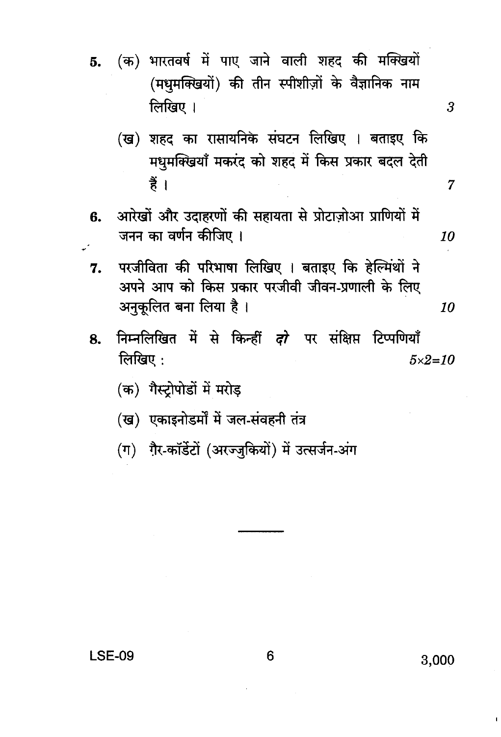5. (क) भारतवर्ष में पाए जाने वाली शहद की मक्खियों (मधुमक्खियों) की तीन स्पीशीज़ों के वैज्ञानिक नाम लिखिए । *3*

   (ख) शहद का रासायनिक संघटन लिखिए । बताइए कि मधुमक्खियाँ मकरंद को शहद में किस प्रकार बदल देती हैं । *7*

6. आरेखों और उदाहरणों की सहायता से प्रोटाज़ोआ प्राणियों में जनन का वर्णन कीजिए । *10*

7. परजीविता की परिभाषा लिखिए । बताइए कि हेल्मिंथों ने अपने आप को किस प्रकार परजीवी जीवन-प्रणाली के लिए अनुकूलित बना लिया है । *10*

8. निम्नलिखित में से किन्हीं ***दो*** पर संक्षिप्त टिप्पणियाँ लिखिए : *5×2=10*

   (क) गैस्ट्रोपोडों में मरोड़

   (ख) एकाइनोडर्मों में जल-संवहनी तंत्र

   (ग) ग़ैर-कॉर्डेटों (अरज्जुकियों) में उत्सर्जन-अंग

---

LSE-09 3,000